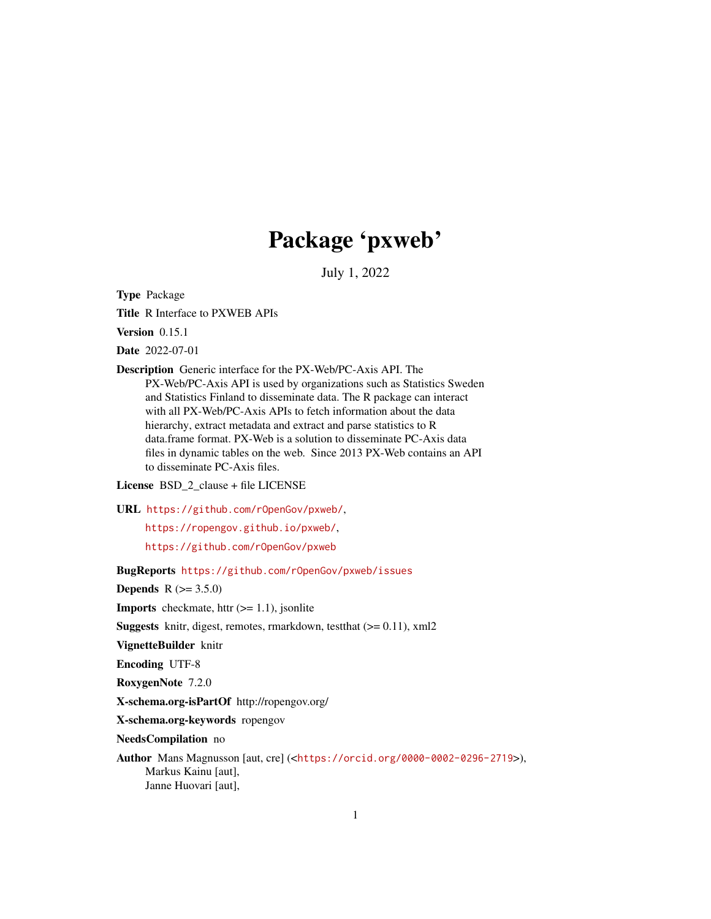# Package 'pxweb'

July 1, 2022

**Type** Package

**Title** R Interface to PXWEB APIs

**Version** 0.15.1

**Date** 2022-07-01

**Description** Generic interface for the PX-Web/PC-Axis API. The PX-Web/PC-Axis API is used by organizations such as Statistics Sweden and Statistics Finland to disseminate data. The R package can interact with all PX-Web/PC-Axis APIs to fetch information about the data hierarchy, extract metadata and extract and parse statistics to R data.frame format. PX-Web is a solution to disseminate PC-Axis data files in dynamic tables on the web. Since 2013 PX-Web contains an API to disseminate PC-Axis files.

**License** BSD_2_clause + file LICENSE

**URL** https://github.com/rOpenGov/pxweb/,
https://ropengov.github.io/pxweb/,
https://github.com/rOpenGov/pxweb

**BugReports** https://github.com/rOpenGov/pxweb/issues

**Depends** R (>= 3.5.0)

**Imports** checkmate, httr (>= 1.1), jsonlite

**Suggests** knitr, digest, remotes, rmarkdown, testthat (>= 0.11), xml2

**VignetteBuilder** knitr

**Encoding** UTF-8

**RoxygenNote** 7.2.0

**X-schema.org-isPartOf** http://ropengov.org/

**X-schema.org-keywords** ropengov

**NeedsCompilation** no

**Author** Mans Magnusson [aut, cre] (<https://orcid.org/0000-0002-0296-2719>),
Markus Kainu [aut],
Janne Huovari [aut],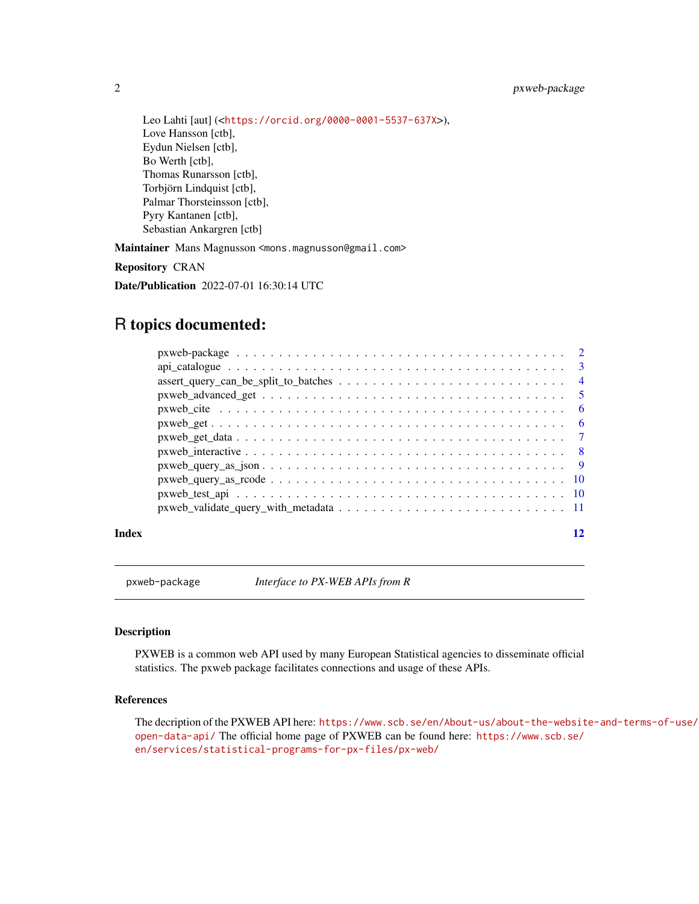Leo Lahti [aut] (<https://orcid.org/0000-0001-5537-637X>),
Love Hansson [ctb],
Eydun Nielsen [ctb],
Bo Werth [ctb],
Thomas Runarsson [ctb],
Torbjörn Lindquist [ctb],
Palmar Thorsteinsson [ctb],
Pyry Kantanen [ctb],
Sebastian Ankargren [ctb]

**Maintainer** Mans Magnusson <mons.magnusson@gmail.com>

**Repository** CRAN

**Date/Publication** 2022-07-01 16:30:14 UTC

# R topics documented:

- pxweb-package . . . . . . . . . . . . . . . . . . . . . . . . . . . . . . . . . . . . . 2
- api_catalogue . . . . . . . . . . . . . . . . . . . . . . . . . . . . . . . . . . . . . . 3
- assert_query_can_be_split_to_batches . . . . . . . . . . . . . . . . . . . . . . . . . . 4
- pxweb_advanced_get . . . . . . . . . . . . . . . . . . . . . . . . . . . . . . . . . . . 5
- pxweb_cite . . . . . . . . . . . . . . . . . . . . . . . . . . . . . . . . . . . . . . . 6
- pxweb_get . . . . . . . . . . . . . . . . . . . . . . . . . . . . . . . . . . . . . . . 6
- pxweb_get_data . . . . . . . . . . . . . . . . . . . . . . . . . . . . . . . . . . . . 7
- pxweb_interactive . . . . . . . . . . . . . . . . . . . . . . . . . . . . . . . . . . . 8
- pxweb_query_as_json . . . . . . . . . . . . . . . . . . . . . . . . . . . . . . . . . . 9
- pxweb_query_as_rcode . . . . . . . . . . . . . . . . . . . . . . . . . . . . . . . . . 10
- pxweb_test_api . . . . . . . . . . . . . . . . . . . . . . . . . . . . . . . . . . . . . 10
- pxweb_validate_query_with_metadata . . . . . . . . . . . . . . . . . . . . . . . . . . 11

**Index** 12

---

## pxweb-package — *Interface to PX-WEB APIs from R*

### Description

PXWEB is a common web API used by many European Statistical agencies to disseminate official statistics. The pxweb package facilitates connections and usage of these APIs.

### References

The decription of the PXWEB API here: https://www.scb.se/en/About-us/about-the-website-and-terms-of-use/open-data-api/ The official home page of PXWEB can be found here: https://www.scb.se/en/services/statistical-programs-for-px-files/px-web/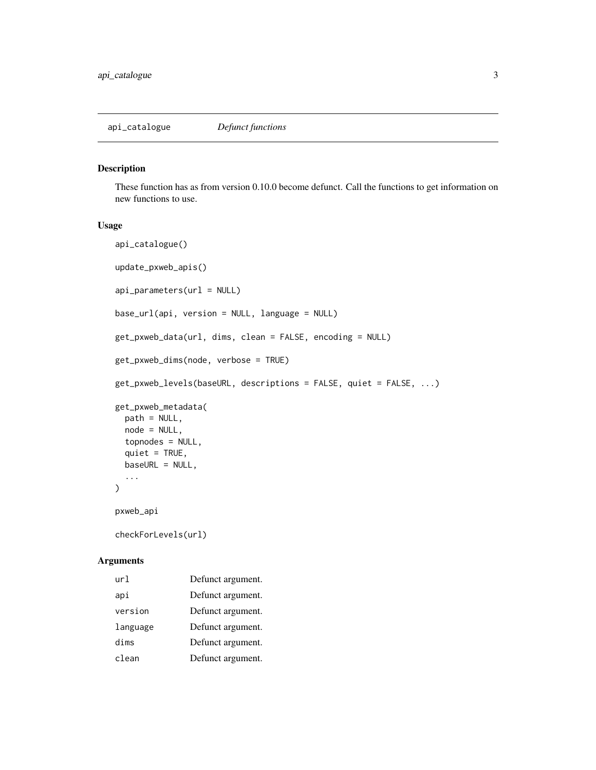## api_catalogue *Defunct functions*

### Description

These function has as from version 0.10.0 become defunct. Call the functions to get information on new functions to use.

### Usage

```
api_catalogue()

update_pxweb_apis()

api_parameters(url = NULL)

base_url(api, version = NULL, language = NULL)

get_pxweb_data(url, dims, clean = FALSE, encoding = NULL)

get_pxweb_dims(node, verbose = TRUE)

get_pxweb_levels(baseURL, descriptions = FALSE, quiet = FALSE, ...)

get_pxweb_metadata(
  path = NULL,
  node = NULL,
  topnodes = NULL,
  quiet = TRUE,
  baseURL = NULL,
  ...
)

pxweb_api

checkForLevels(url)
```

### Arguments

| | |
|---|---|
| `url` | Defunct argument. |
| `api` | Defunct argument. |
| `version` | Defunct argument. |
| `language` | Defunct argument. |
| `dims` | Defunct argument. |
| `clean` | Defunct argument. |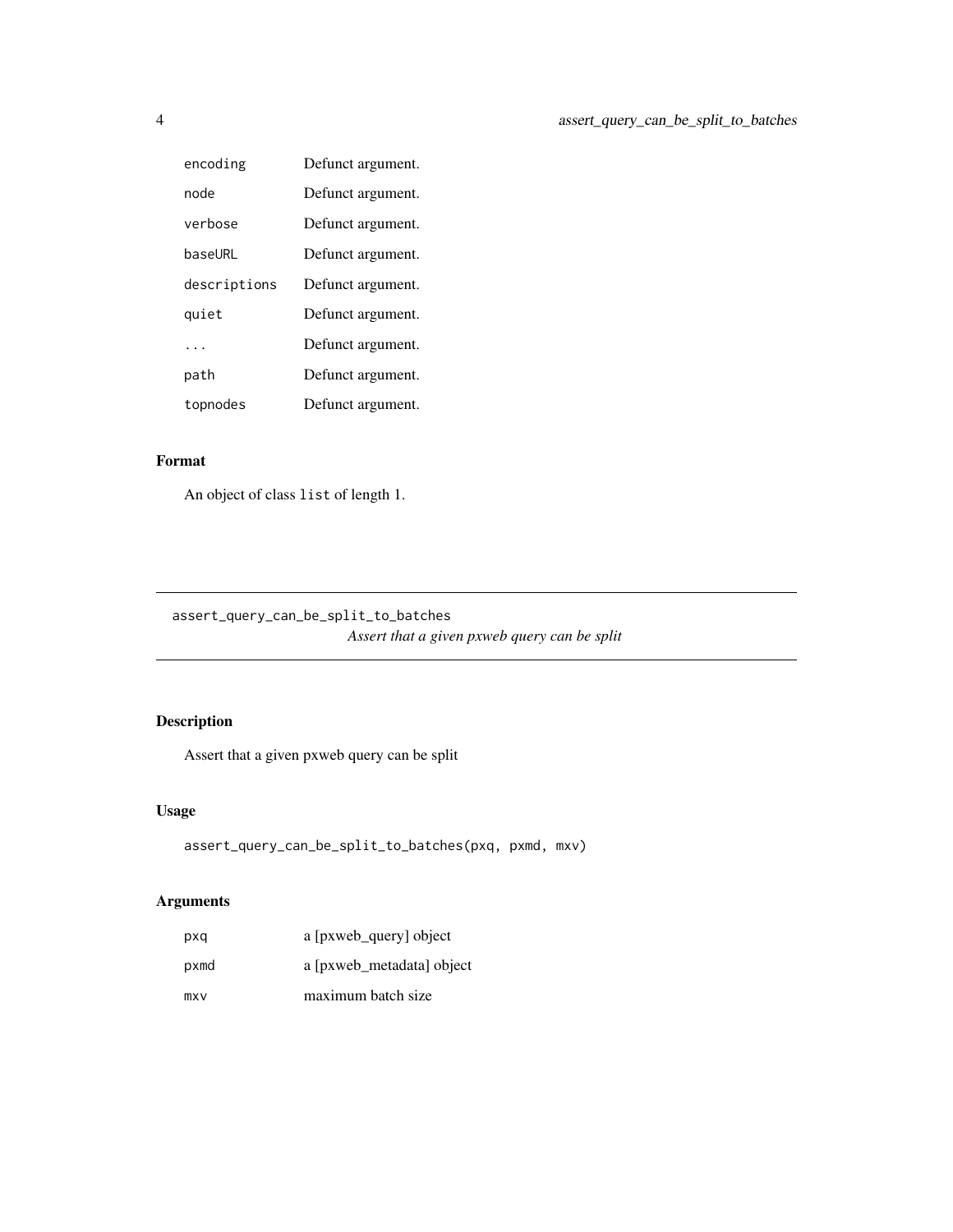| | |
|---|---|
| `encoding` | Defunct argument. |
| `node` | Defunct argument. |
| `verbose` | Defunct argument. |
| `baseURL` | Defunct argument. |
| `descriptions` | Defunct argument. |
| `quiet` | Defunct argument. |
| `...` | Defunct argument. |
| `path` | Defunct argument. |
| `topnodes` | Defunct argument. |

### Format

An object of class `list` of length 1.

---

## assert_query_can_be_split_to_batches

*Assert that a given pxweb query can be split*

---

### Description

Assert that a given pxweb query can be split

### Usage

```
assert_query_can_be_split_to_batches(pxq, pxmd, mxv)
```

### Arguments

| | |
|---|---|
| `pxq` | a [pxweb_query] object |
| `pxmd` | a [pxweb_metadata] object |
| `mxv` | maximum batch size |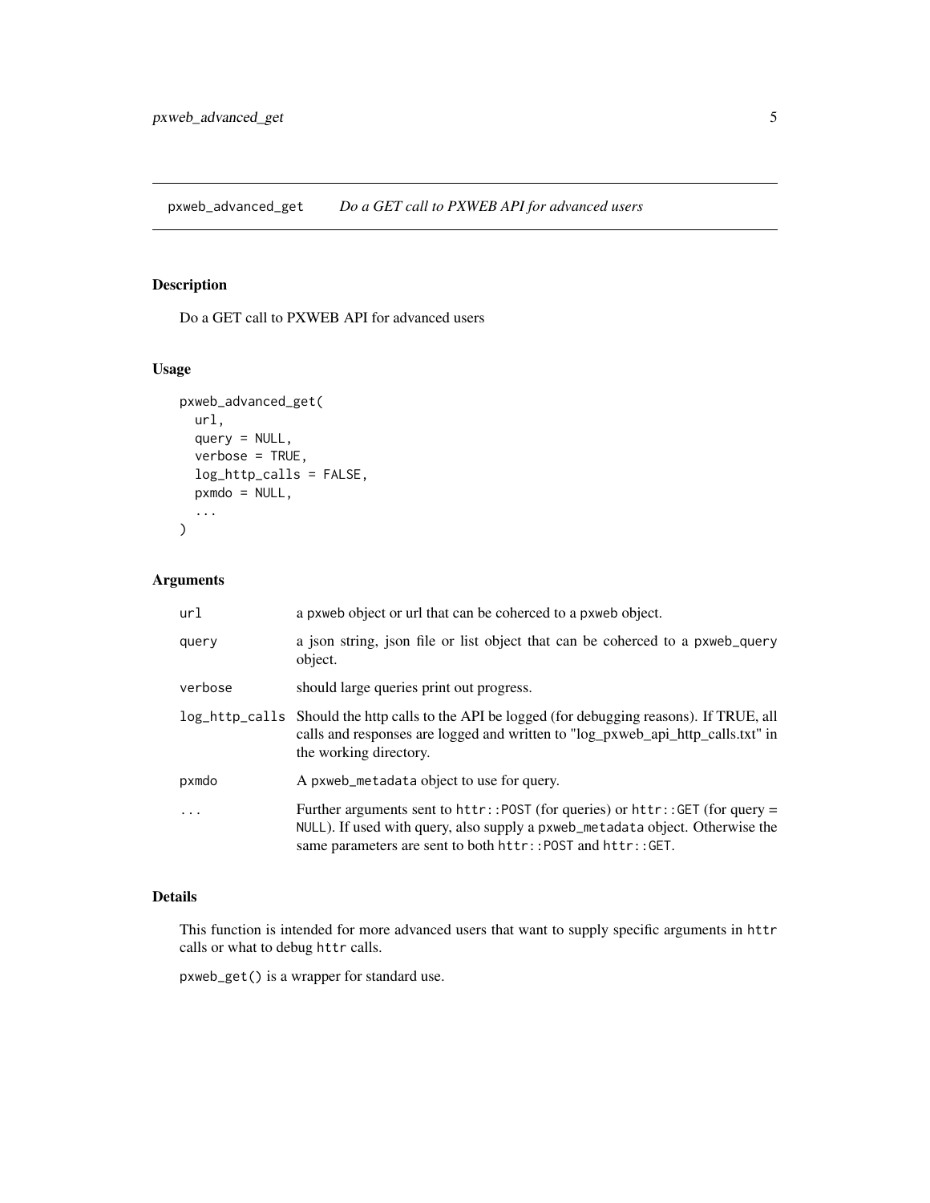## pxweb_advanced_get *Do a GET call to PXWEB API for advanced users*

### Description

Do a GET call to PXWEB API for advanced users

### Usage

```
pxweb_advanced_get(
  url,
  query = NULL,
  verbose = TRUE,
  log_http_calls = FALSE,
  pxmdo = NULL,
  ...
)
```

### Arguments

| | |
|---|---|
| `url` | a `pxweb` object or url that can be coherced to a `pxweb` object. |
| `query` | a json string, json file or list object that can be coherced to a `pxweb_query` object. |
| `verbose` | should large queries print out progress. |
| `log_http_calls` | Should the http calls to the API be logged (for debugging reasons). If TRUE, all calls and responses are logged and written to "log_pxweb_api_http_calls.txt" in the working directory. |
| `pxmdo` | A `pxweb_metadata` object to use for query. |
| `...` | Further arguments sent to `httr::POST` (for queries) or `httr::GET` (for query = `NULL`). If used with query, also supply a `pxweb_metadata` object. Otherwise the same parameters are sent to both `httr::POST` and `httr::GET`. |

### Details

This function is intended for more advanced users that want to supply specific arguments in `httr` calls or what to debug `httr` calls.

`pxweb_get()` is a wrapper for standard use.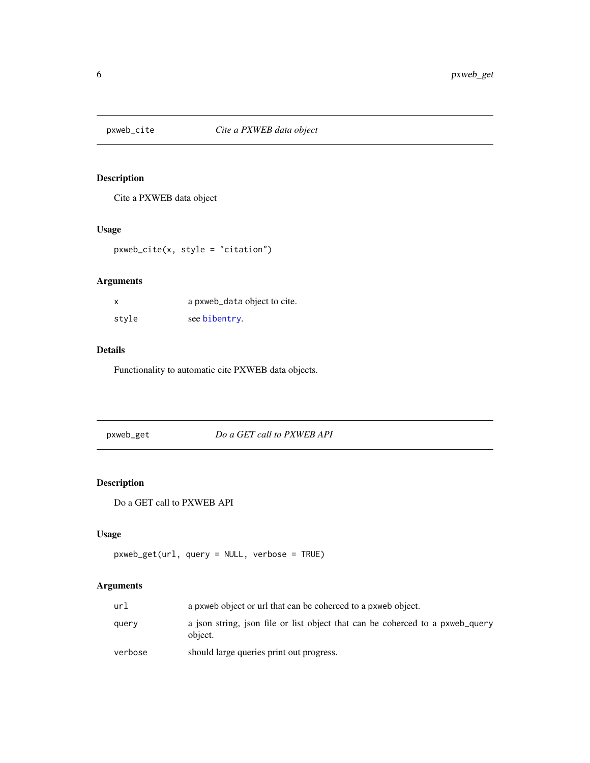## pxweb_cite — *Cite a PXWEB data object*

### Description

Cite a PXWEB data object

### Usage

```
pxweb_cite(x, style = "citation")
```

### Arguments

| | |
|---|---|
| x | a pxweb_data object to cite. |
| style | see bibentry. |

### Details

Functionality to automatic cite PXWEB data objects.

## pxweb_get — *Do a GET call to PXWEB API*

### Description

Do a GET call to PXWEB API

### Usage

```
pxweb_get(url, query = NULL, verbose = TRUE)
```

### Arguments

| | |
|---|---|
| url | a pxweb object or url that can be coherced to a pxweb object. |
| query | a json string, json file or list object that can be coherced to a pxweb_query object. |
| verbose | should large queries print out progress. |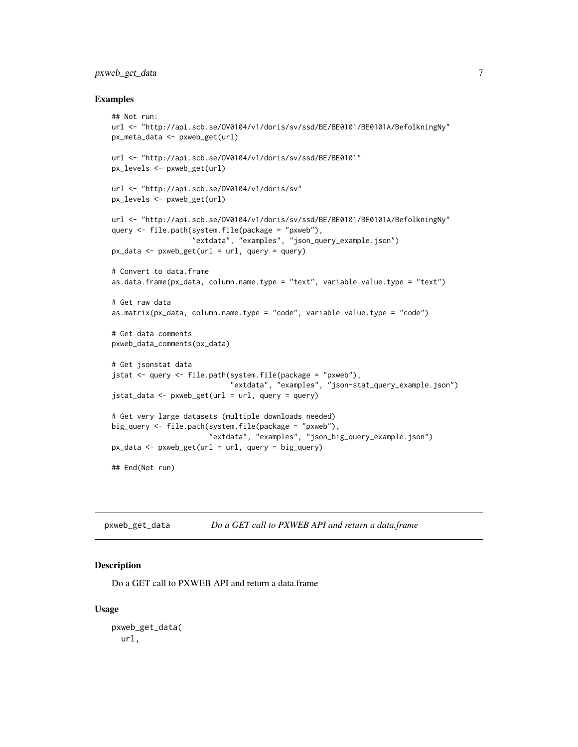## Examples

```
## Not run:
url <- "http://api.scb.se/OV0104/v1/doris/sv/ssd/BE/BE0101/BE0101A/BefolkningNy"
px_meta_data <- pxweb_get(url)

url <- "http://api.scb.se/OV0104/v1/doris/sv/ssd/BE/BE0101"
px_levels <- pxweb_get(url)

url <- "http://api.scb.se/OV0104/v1/doris/sv"
px_levels <- pxweb_get(url)

url <- "http://api.scb.se/OV0104/v1/doris/sv/ssd/BE/BE0101/BE0101A/BefolkningNy"
query <- file.path(system.file(package = "pxweb"),
                   "extdata", "examples", "json_query_example.json")
px_data <- pxweb_get(url = url, query = query)

# Convert to data.frame
as.data.frame(px_data, column.name.type = "text", variable.value.type = "text")

# Get raw data
as.matrix(px_data, column.name.type = "code", variable.value.type = "code")

# Get data comments
pxweb_data_comments(px_data)

# Get jsonstat data
jstat <- query <- file.path(system.file(package = "pxweb"),
                            "extdata", "examples", "json-stat_query_example.json")
jstat_data <- pxweb_get(url = url, query = query)

# Get very large datasets (multiple downloads needed)
big_query <- file.path(system.file(package = "pxweb"),
                       "extdata", "examples", "json_big_query_example.json")
px_data <- pxweb_get(url = url, query = big_query)

## End(Not run)
```

---

# pxweb_get_data — *Do a GET call to PXWEB API and return a data.frame*

## Description

Do a GET call to PXWEB API and return a data.frame

## Usage

```
pxweb_get_data(
  url,
```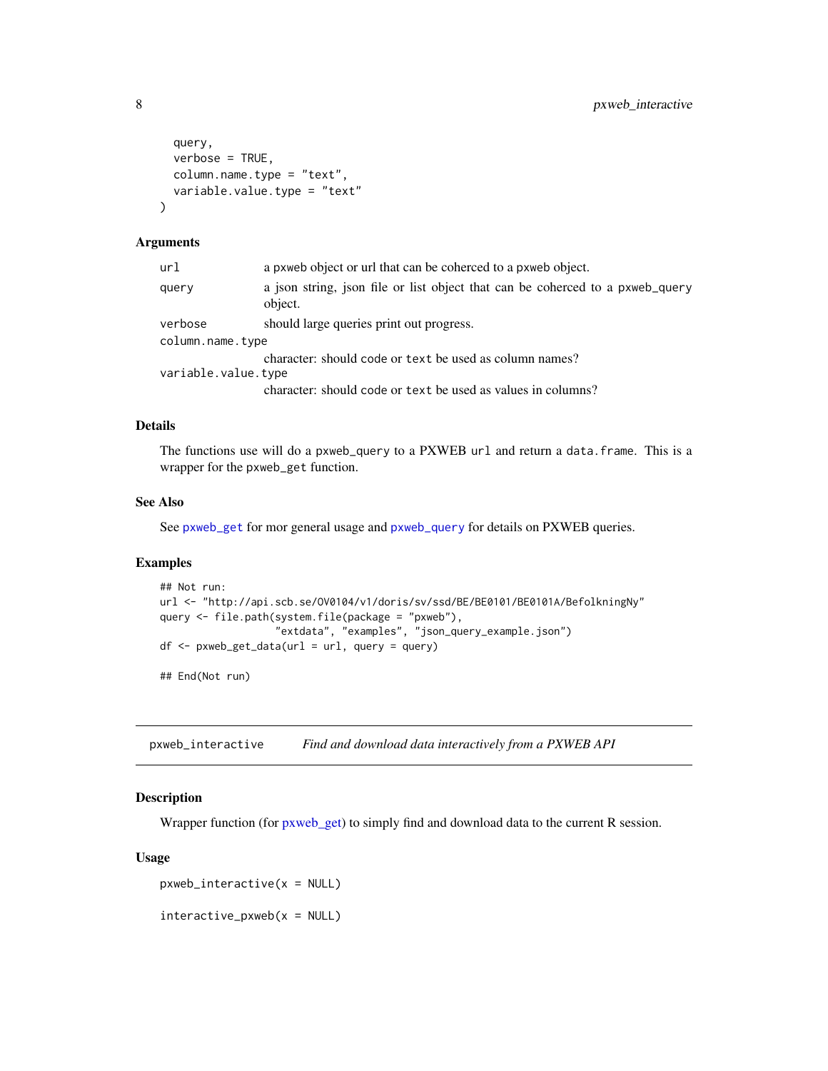```
  query,
  verbose = TRUE,
  column.name.type = "text",
  variable.value.type = "text"
)
```

### Arguments

| | |
|---|---|
| `url` | a pxweb object or url that can be coherced to a pxweb object. |
| `query` | a json string, json file or list object that can be coherced to a pxweb_query object. |
| `verbose` | should large queries print out progress. |
| `column.name.type` | character: should code or text be used as column names? |
| `variable.value.type` | character: should code or text be used as values in columns? |

### Details

The functions use will do a pxweb_query to a PXWEB url and return a data.frame. This is a wrapper for the pxweb_get function.

### See Also

See pxweb_get for mor general usage and pxweb_query for details on PXWEB queries.

### Examples

```
## Not run:
url <- "http://api.scb.se/OV0104/v1/doris/sv/ssd/BE/BE0101/BE0101A/BefolkningNy"
query <- file.path(system.file(package = "pxweb"),
                   "extdata", "examples", "json_query_example.json")
df <- pxweb_get_data(url = url, query = query)

## End(Not run)
```

---

## pxweb_interactive *Find and download data interactively from a PXWEB API*

### Description

Wrapper function (for pxweb_get) to simply find and download data to the current R session.

### Usage

```
pxweb_interactive(x = NULL)

interactive_pxweb(x = NULL)
```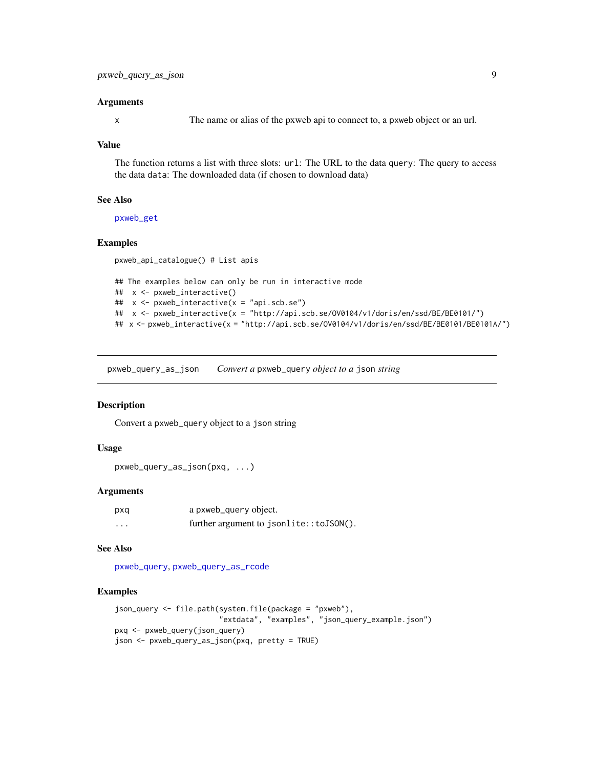### Arguments

| | |
|---|---|
| x | The name or alias of the pxweb api to connect to, a pxweb object or an url. |

### Value

The function returns a list with three slots: `url`: The URL to the data `query`: The query to access the data `data`: The downloaded data (if chosen to download data)

### See Also

`pxweb_get`

### Examples

```
pxweb_api_catalogue() # List apis

## The examples below can only be run in interactive mode
##  x <- pxweb_interactive()
##  x <- pxweb_interactive(x = "api.scb.se")
##  x <- pxweb_interactive(x = "http://api.scb.se/OV0104/v1/doris/en/ssd/BE/BE0101/")
## x <- pxweb_interactive(x = "http://api.scb.se/OV0104/v1/doris/en/ssd/BE/BE0101/BE0101A/")
```

---

## pxweb_query_as_json — *Convert a* `pxweb_query` *object to a* `json` *string*

### Description

Convert a `pxweb_query` object to a `json` string

### Usage

```
pxweb_query_as_json(pxq, ...)
```

### Arguments

| | |
|---|---|
| pxq | a `pxweb_query` object. |
| ... | further argument to `jsonlite::toJSON()`. |

### See Also

`pxweb_query`, `pxweb_query_as_rcode`

### Examples

```
json_query <- file.path(system.file(package = "pxweb"),
                        "extdata", "examples", "json_query_example.json")
pxq <- pxweb_query(json_query)
json <- pxweb_query_as_json(pxq, pretty = TRUE)
```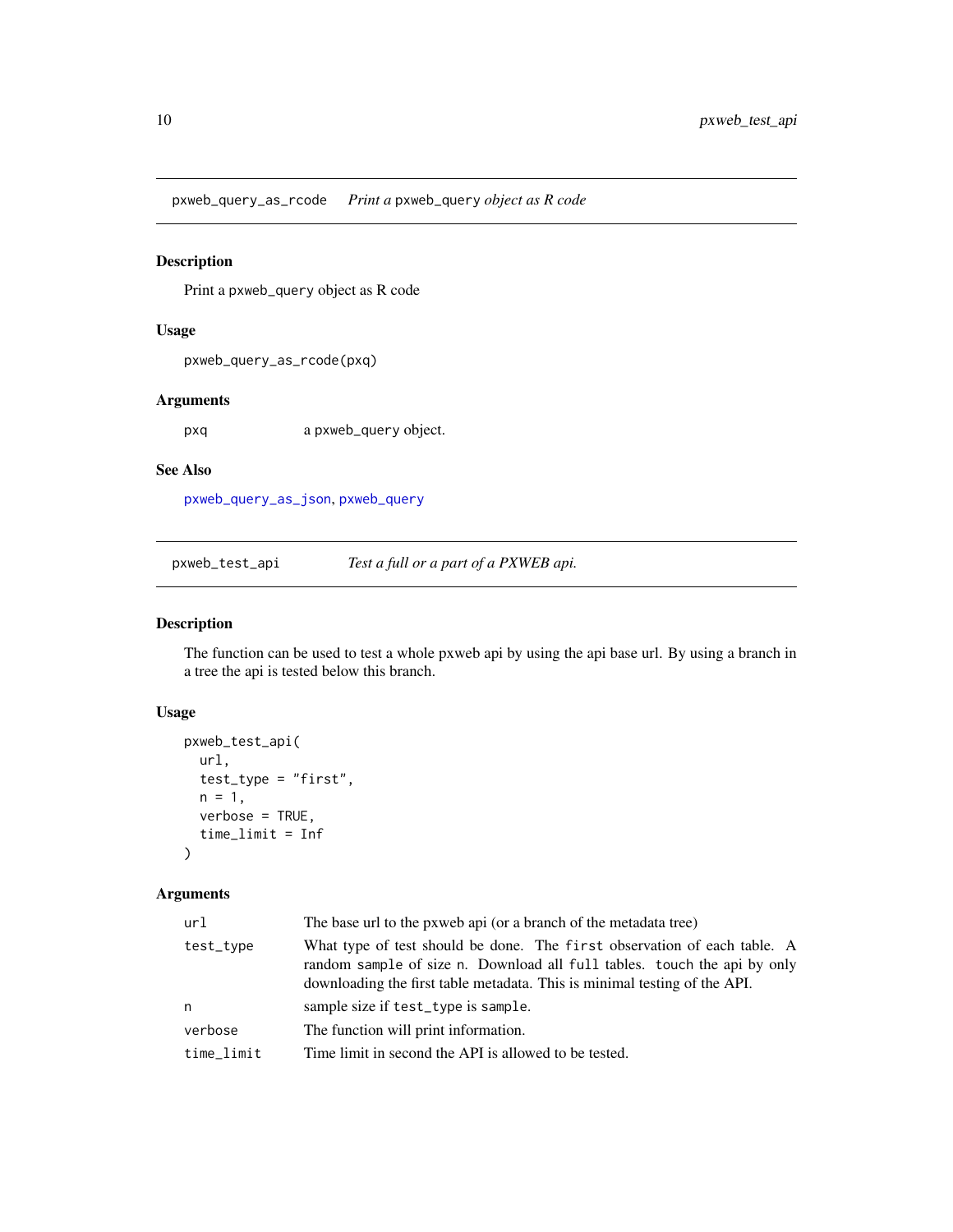## pxweb_query_as_rcode — *Print a `pxweb_query` object as R code*

### Description

Print a `pxweb_query` object as R code

### Usage

```
pxweb_query_as_rcode(pxq)
```

### Arguments

| | |
|---|---|
| `pxq` | a `pxweb_query` object. |

### See Also

`pxweb_query_as_json`, `pxweb_query`

## pxweb_test_api — *Test a full or a part of a PXWEB api.*

### Description

The function can be used to test a whole pxweb api by using the api base url. By using a branch in a tree the api is tested below this branch.

### Usage

```
pxweb_test_api(
  url,
  test_type = "first",
  n = 1,
  verbose = TRUE,
  time_limit = Inf
)
```

### Arguments

| | |
|---|---|
| `url` | The base url to the pxweb api (or a branch of the metadata tree) |
| `test_type` | What type of test should be done. The `first` observation of each table. A random `sample` of size `n`. Download all `full` tables. `touch` the api by only downloading the first table metadata. This is minimal testing of the API. |
| `n` | sample size if `test_type` is `sample`. |
| `verbose` | The function will print information. |
| `time_limit` | Time limit in second the API is allowed to be tested. |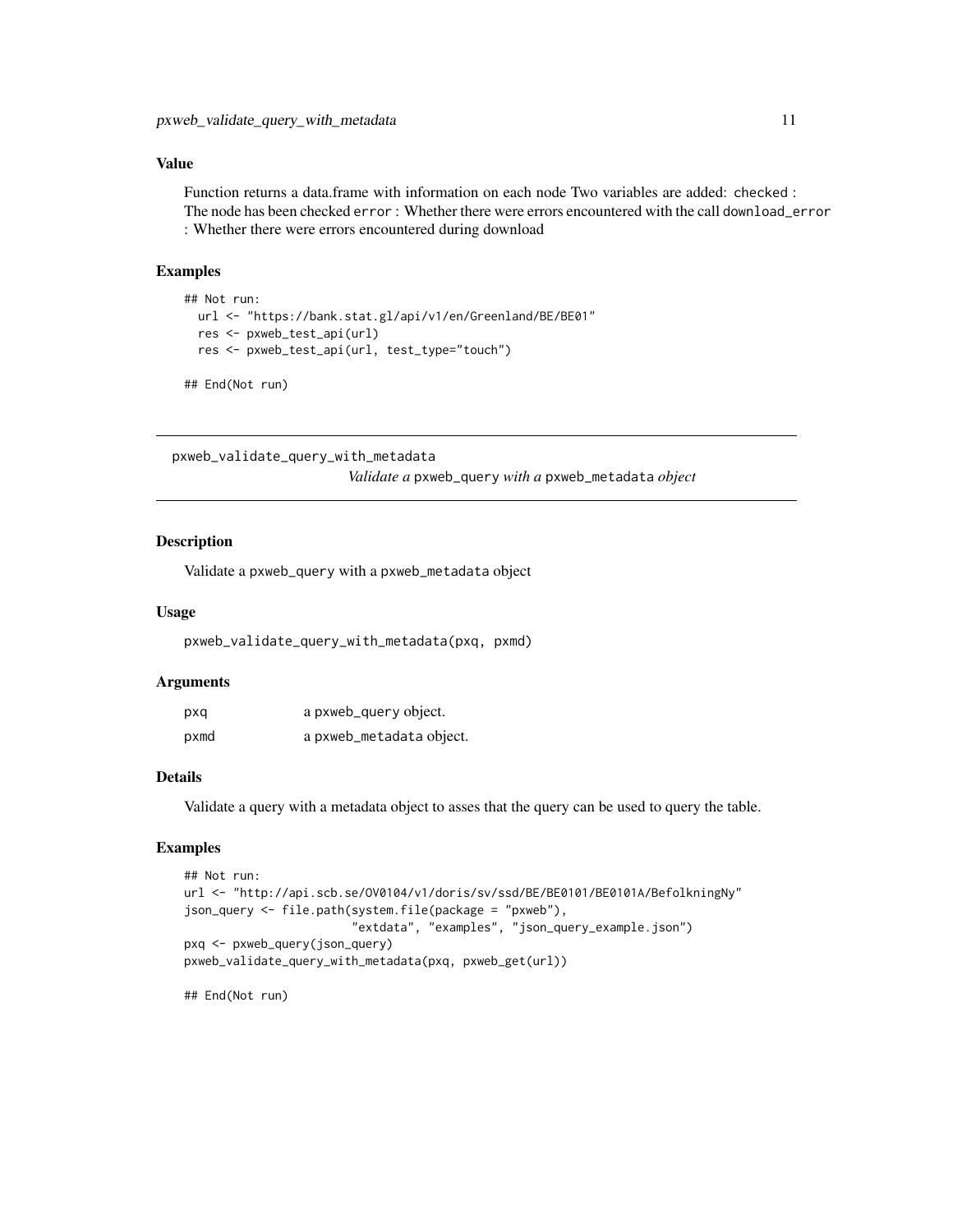### Value

Function returns a data.frame with information on each node Two variables are added: `checked` : The node has been checked `error` : Whether there were errors encountered with the call `download_error` : Whether there were errors encountered during download

### Examples

```
## Not run:
  url <- "https://bank.stat.gl/api/v1/en/Greenland/BE/BE01"
  res <- pxweb_test_api(url)
  res <- pxweb_test_api(url, test_type="touch")

## End(Not run)
```

---

## pxweb_validate_query_with_metadata

*Validate a `pxweb_query` with a `pxweb_metadata` object*

---

### Description

Validate a `pxweb_query` with a `pxweb_metadata` object

### Usage

```
pxweb_validate_query_with_metadata(pxq, pxmd)
```

### Arguments

| | |
|---|---|
| pxq | a `pxweb_query` object. |
| pxmd | a `pxweb_metadata` object. |

### Details

Validate a query with a metadata object to asses that the query can be used to query the table.

### Examples

```
## Not run:
url <- "http://api.scb.se/OV0104/v1/doris/sv/ssd/BE/BE0101/BE0101A/BefolkningNy"
json_query <- file.path(system.file(package = "pxweb"),
                        "extdata", "examples", "json_query_example.json")
pxq <- pxweb_query(json_query)
pxweb_validate_query_with_metadata(pxq, pxweb_get(url))

## End(Not run)
```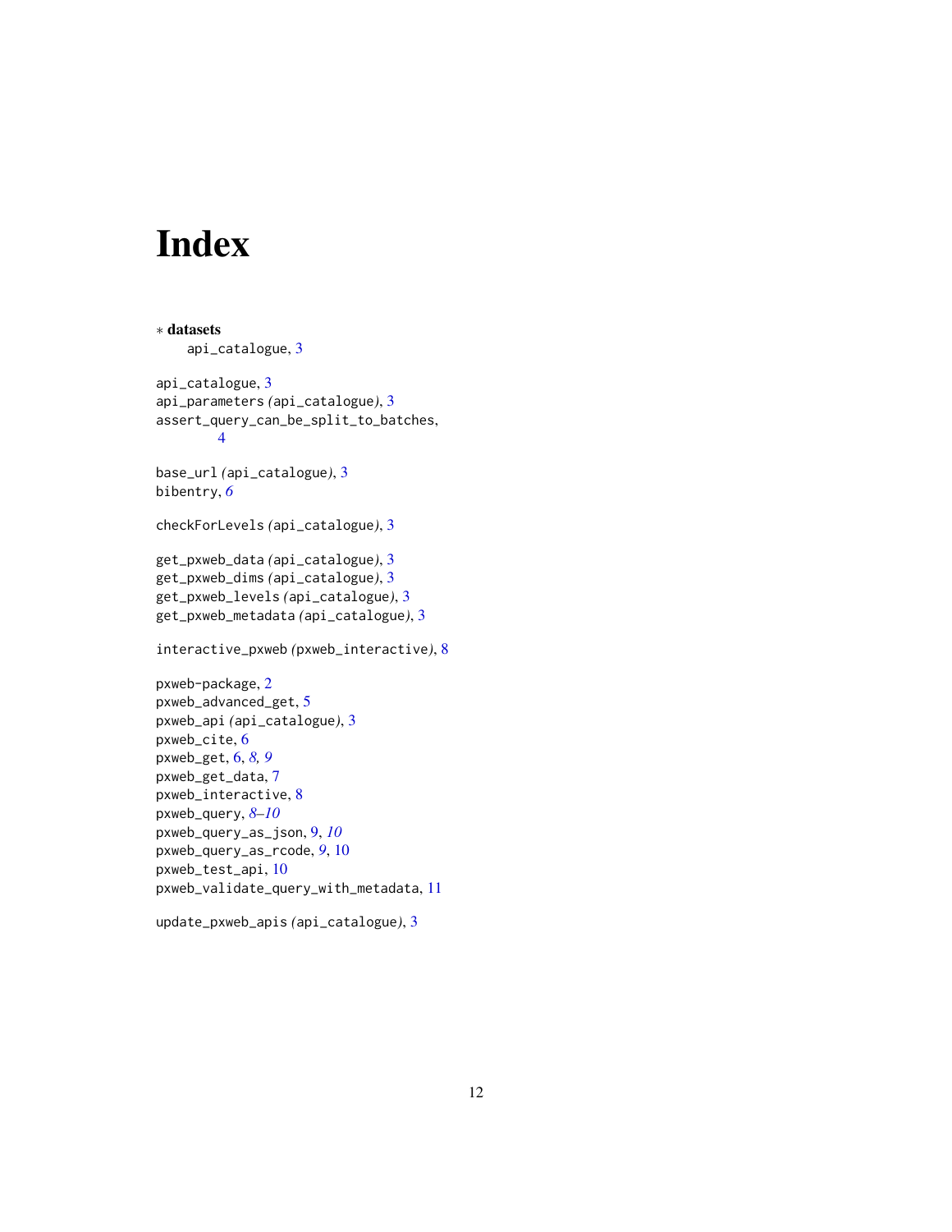# Index

∗ **datasets**
  api_catalogue, 3

api_catalogue, 3
api_parameters *(*api_catalogue*)*, 3
assert_query_can_be_split_to_batches, 4

base_url *(*api_catalogue*)*, 3
bibentry, *6*

checkForLevels *(*api_catalogue*)*, 3

get_pxweb_data *(*api_catalogue*)*, 3
get_pxweb_dims *(*api_catalogue*)*, 3
get_pxweb_levels *(*api_catalogue*)*, 3
get_pxweb_metadata *(*api_catalogue*)*, 3

interactive_pxweb *(*pxweb_interactive*)*, 8

pxweb-package, 2
pxweb_advanced_get, 5
pxweb_api *(*api_catalogue*)*, 3
pxweb_cite, 6
pxweb_get, 6, *8, 9*
pxweb_get_data, 7
pxweb_interactive, 8
pxweb_query, *8–10*
pxweb_query_as_json, 9, *10*
pxweb_query_as_rcode, *9*, 10
pxweb_test_api, 10
pxweb_validate_query_with_metadata, 11

update_pxweb_apis *(*api_catalogue*)*, 3